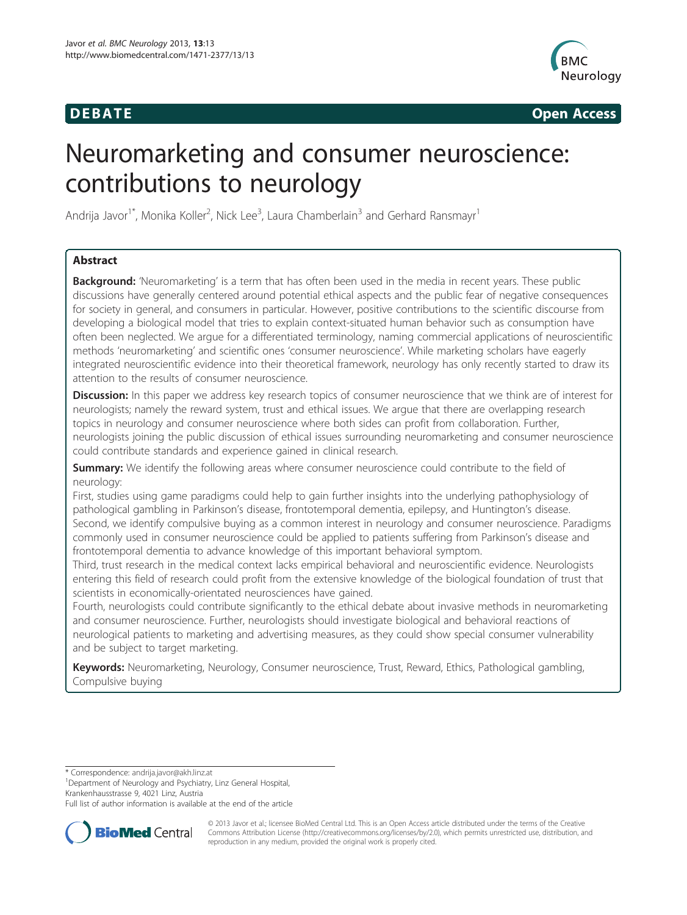**DEBATE** **Open Access**

# Neuromarketing and consumer neuroscience: contributions to neurology

Andrija Javor[1*], Monika Koller[2], Nick Lee[3], Laura Chamberlain[3] and Gerhard Ransmayr[1]

## Abstract

**Background:** 'Neuromarketing' is a term that has often been used in the media in recent years. These public discussions have generally centered around potential ethical aspects and the public fear of negative consequences for society in general, and consumers in particular. However, positive contributions to the scientific discourse from developing a biological model that tries to explain context-situated human behavior such as consumption have often been neglected. We argue for a differentiated terminology, naming commercial applications of neuroscientific methods 'neuromarketing' and scientific ones 'consumer neuroscience'. While marketing scholars have eagerly integrated neuroscientific evidence into their theoretical framework, neurology has only recently started to draw its attention to the results of consumer neuroscience.

**Discussion:** In this paper we address key research topics of consumer neuroscience that we think are of interest for neurologists; namely the reward system, trust and ethical issues. We argue that there are overlapping research topics in neurology and consumer neuroscience where both sides can profit from collaboration. Further, neurologists joining the public discussion of ethical issues surrounding neuromarketing and consumer neuroscience could contribute standards and experience gained in clinical research.

**Summary:** We identify the following areas where consumer neuroscience could contribute to the field of neurology:

First, studies using game paradigms could help to gain further insights into the underlying pathophysiology of pathological gambling in Parkinson's disease, frontotemporal dementia, epilepsy, and Huntington's disease.

Second, we identify compulsive buying as a common interest in neurology and consumer neuroscience. Paradigms commonly used in consumer neuroscience could be applied to patients suffering from Parkinson's disease and frontotemporal dementia to advance knowledge of this important behavioral symptom.

Third, trust research in the medical context lacks empirical behavioral and neuroscientific evidence. Neurologists entering this field of research could profit from the extensive knowledge of the biological foundation of trust that scientists in economically-orientated neurosciences have gained.

Fourth, neurologists could contribute significantly to the ethical debate about invasive methods in neuromarketing and consumer neuroscience. Further, neurologists should investigate biological and behavioral reactions of neurological patients to marketing and advertising measures, as they could show special consumer vulnerability and be subject to target marketing.

**Keywords:** Neuromarketing, Neurology, Consumer neuroscience, Trust, Reward, Ethics, Pathological gambling, Compulsive buying

---

\* Correspondence: andrija.javor@akh.linz.at
[1]Department of Neurology and Psychiatry, Linz General Hospital, Krankenhausstrasse 9, 4021 Linz, Austria
Full list of author information is available at the end of the article

© 2013 Javor et al.; licensee BioMed Central Ltd. This is an Open Access article distributed under the terms of the Creative Commons Attribution License (http://creativecommons.org/licenses/by/2.0), which permits unrestricted use, distribution, and reproduction in any medium, provided the original work is properly cited.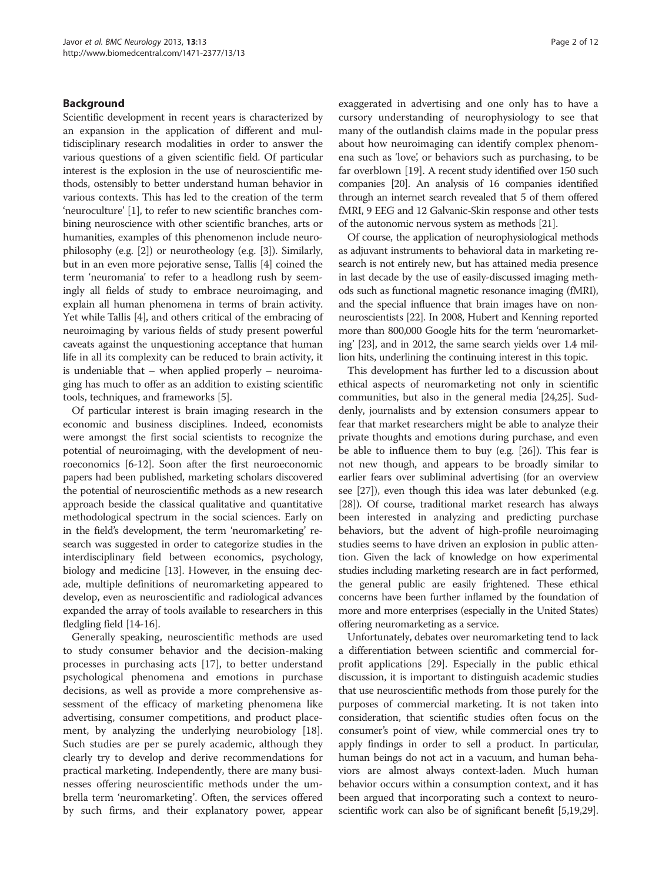## Background

Scientific development in recent years is characterized by an expansion in the application of different and multidisciplinary research modalities in order to answer the various questions of a given scientific field. Of particular interest is the explosion in the use of neuroscientific methods, ostensibly to better understand human behavior in various contexts. This has led to the creation of the term 'neuroculture' [1], to refer to new scientific branches combining neuroscience with other scientific branches, arts or humanities, examples of this phenomenon include neurophilosophy (e.g. [2]) or neurotheology (e.g. [3]). Similarly, but in an even more pejorative sense, Tallis [4] coined the term 'neuromania' to refer to a headlong rush by seemingly all fields of study to embrace neuroimaging, and explain all human phenomena in terms of brain activity. Yet while Tallis [4], and others critical of the embracing of neuroimaging by various fields of study present powerful caveats against the unquestioning acceptance that human life in all its complexity can be reduced to brain activity, it is undeniable that – when applied properly – neuroimaging has much to offer as an addition to existing scientific tools, techniques, and frameworks [5].

Of particular interest is brain imaging research in the economic and business disciplines. Indeed, economists were amongst the first social scientists to recognize the potential of neuroimaging, with the development of neuroeconomics [6-12]. Soon after the first neuroeconomic papers had been published, marketing scholars discovered the potential of neuroscientific methods as a new research approach beside the classical qualitative and quantitative methodological spectrum in the social sciences. Early on in the field's development, the term 'neuromarketing' research was suggested in order to categorize studies in the interdisciplinary field between economics, psychology, biology and medicine [13]. However, in the ensuing decade, multiple definitions of neuromarketing appeared to develop, even as neuroscientific and radiological advances expanded the array of tools available to researchers in this fledgling field [14-16].

Generally speaking, neuroscientific methods are used to study consumer behavior and the decision-making processes in purchasing acts [17], to better understand psychological phenomena and emotions in purchase decisions, as well as provide a more comprehensive assessment of the efficacy of marketing phenomena like advertising, consumer competitions, and product placement, by analyzing the underlying neurobiology [18]. Such studies are per se purely academic, although they clearly try to develop and derive recommendations for practical marketing. Independently, there are many businesses offering neuroscientific methods under the umbrella term 'neuromarketing'. Often, the services offered by such firms, and their explanatory power, appear exaggerated in advertising and one only has to have a cursory understanding of neurophysiology to see that many of the outlandish claims made in the popular press about how neuroimaging can identify complex phenomena such as 'love', or behaviors such as purchasing, to be far overblown [19]. A recent study identified over 150 such companies [20]. An analysis of 16 companies identified through an internet search revealed that 5 of them offered fMRI, 9 EEG and 12 Galvanic-Skin response and other tests of the autonomic nervous system as methods [21].

Of course, the application of neurophysiological methods as adjuvant instruments to behavioral data in marketing research is not entirely new, but has attained media presence in last decade by the use of easily-discussed imaging methods such as functional magnetic resonance imaging (fMRI), and the special influence that brain images have on non-neuroscientists [22]. In 2008, Hubert and Kenning reported more than 800,000 Google hits for the term 'neuromarketing' [23], and in 2012, the same search yields over 1.4 million hits, underlining the continuing interest in this topic.

This development has further led to a discussion about ethical aspects of neuromarketing not only in scientific communities, but also in the general media [24,25]. Suddenly, journalists and by extension consumers appear to fear that market researchers might be able to analyze their private thoughts and emotions during purchase, and even be able to influence them to buy (e.g. [26]). This fear is not new though, and appears to be broadly similar to earlier fears over subliminal advertising (for an overview see [27]), even though this idea was later debunked (e.g. [28]). Of course, traditional market research has always been interested in analyzing and predicting purchase behaviors, but the advent of high-profile neuroimaging studies seems to have driven an explosion in public attention. Given the lack of knowledge on how experimental studies including marketing research are in fact performed, the general public are easily frightened. These ethical concerns have been further inflamed by the foundation of more and more enterprises (especially in the United States) offering neuromarketing as a service.

Unfortunately, debates over neuromarketing tend to lack a differentiation between scientific and commercial for-profit applications [29]. Especially in the public ethical discussion, it is important to distinguish academic studies that use neuroscientific methods from those purely for the purposes of commercial marketing. It is not taken into consideration, that scientific studies often focus on the consumer's point of view, while commercial ones try to apply findings in order to sell a product. In particular, human beings do not act in a vacuum, and human behaviors are almost always context-laden. Much human behavior occurs within a consumption context, and it has been argued that incorporating such a context to neuroscientific work can also be of significant benefit [5,19,29].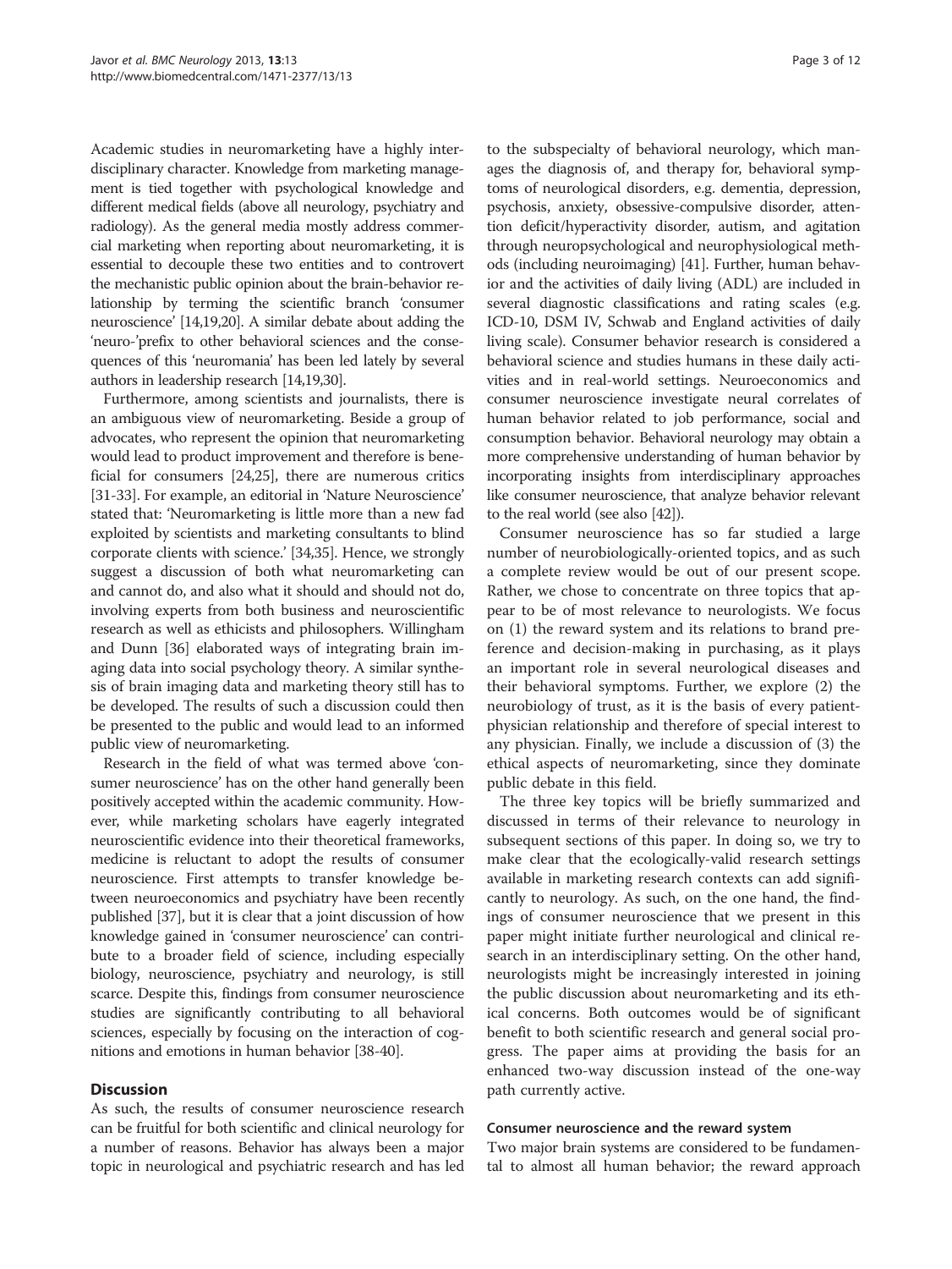Academic studies in neuromarketing have a highly interdisciplinary character. Knowledge from marketing management is tied together with psychological knowledge and different medical fields (above all neurology, psychiatry and radiology). As the general media mostly address commercial marketing when reporting about neuromarketing, it is essential to decouple these two entities and to controvert the mechanistic public opinion about the brain-behavior relationship by terming the scientific branch 'consumer neuroscience' [14,19,20]. A similar debate about adding the 'neuro-'prefix to other behavioral sciences and the consequences of this 'neuromania' has been led lately by several authors in leadership research [14,19,30].

Furthermore, among scientists and journalists, there is an ambiguous view of neuromarketing. Beside a group of advocates, who represent the opinion that neuromarketing would lead to product improvement and therefore is beneficial for consumers [24,25], there are numerous critics [31-33]. For example, an editorial in 'Nature Neuroscience' stated that: 'Neuromarketing is little more than a new fad exploited by scientists and marketing consultants to blind corporate clients with science.' [34,35]. Hence, we strongly suggest a discussion of both what neuromarketing can and cannot do, and also what it should and should not do, involving experts from both business and neuroscientific research as well as ethicists and philosophers. Willingham and Dunn [36] elaborated ways of integrating brain imaging data into social psychology theory. A similar synthesis of brain imaging data and marketing theory still has to be developed. The results of such a discussion could then be presented to the public and would lead to an informed public view of neuromarketing.

Research in the field of what was termed above 'consumer neuroscience' has on the other hand generally been positively accepted within the academic community. However, while marketing scholars have eagerly integrated neuroscientific evidence into their theoretical frameworks, medicine is reluctant to adopt the results of consumer neuroscience. First attempts to transfer knowledge between neuroeconomics and psychiatry have been recently published [37], but it is clear that a joint discussion of how knowledge gained in 'consumer neuroscience' can contribute to a broader field of science, including especially biology, neuroscience, psychiatry and neurology, is still scarce. Despite this, findings from consumer neuroscience studies are significantly contributing to all behavioral sciences, especially by focusing on the interaction of cognitions and emotions in human behavior [38-40].

## Discussion

As such, the results of consumer neuroscience research can be fruitful for both scientific and clinical neurology for a number of reasons. Behavior has always been a major topic in neurological and psychiatric research and has led to the subspecialty of behavioral neurology, which manages the diagnosis of, and therapy for, behavioral symptoms of neurological disorders, e.g. dementia, depression, psychosis, anxiety, obsessive-compulsive disorder, attention deficit/hyperactivity disorder, autism, and agitation through neuropsychological and neurophysiological methods (including neuroimaging) [41]. Further, human behavior and the activities of daily living (ADL) are included in several diagnostic classifications and rating scales (e.g. ICD-10, DSM IV, Schwab and England activities of daily living scale). Consumer behavior research is considered a behavioral science and studies humans in these daily activities and in real-world settings. Neuroeconomics and consumer neuroscience investigate neural correlates of human behavior related to job performance, social and consumption behavior. Behavioral neurology may obtain a more comprehensive understanding of human behavior by incorporating insights from interdisciplinary approaches like consumer neuroscience, that analyze behavior relevant to the real world (see also [42]).

Consumer neuroscience has so far studied a large number of neurobiologically-oriented topics, and as such a complete review would be out of our present scope. Rather, we chose to concentrate on three topics that appear to be of most relevance to neurologists. We focus on (1) the reward system and its relations to brand preference and decision-making in purchasing, as it plays an important role in several neurological diseases and their behavioral symptoms. Further, we explore (2) the neurobiology of trust, as it is the basis of every patient-physician relationship and therefore of special interest to any physician. Finally, we include a discussion of (3) the ethical aspects of neuromarketing, since they dominate public debate in this field.

The three key topics will be briefly summarized and discussed in terms of their relevance to neurology in subsequent sections of this paper. In doing so, we try to make clear that the ecologically-valid research settings available in marketing research contexts can add significantly to neurology. As such, on the one hand, the findings of consumer neuroscience that we present in this paper might initiate further neurological and clinical research in an interdisciplinary setting. On the other hand, neurologists might be increasingly interested in joining the public discussion about neuromarketing and its ethical concerns. Both outcomes would be of significant benefit to both scientific research and general social progress. The paper aims at providing the basis for an enhanced two-way discussion instead of the one-way path currently active.

### Consumer neuroscience and the reward system

Two major brain systems are considered to be fundamental to almost all human behavior; the reward approach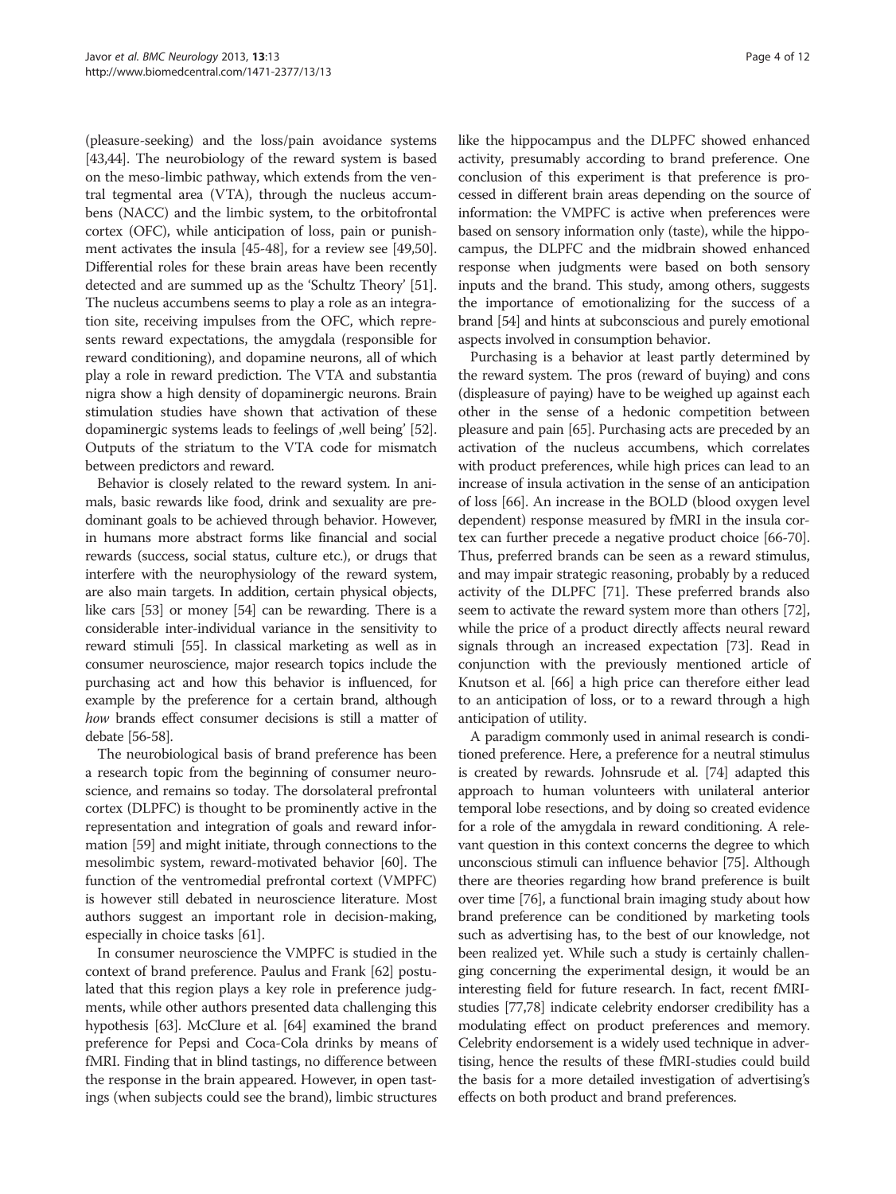(pleasure-seeking) and the loss/pain avoidance systems [43,44]. The neurobiology of the reward system is based on the meso-limbic pathway, which extends from the ventral tegmental area (VTA), through the nucleus accumbens (NACC) and the limbic system, to the orbitofrontal cortex (OFC), while anticipation of loss, pain or punishment activates the insula [45-48], for a review see [49,50]. Differential roles for these brain areas have been recently detected and are summed up as the 'Schultz Theory' [51]. The nucleus accumbens seems to play a role as an integration site, receiving impulses from the OFC, which represents reward expectations, the amygdala (responsible for reward conditioning), and dopamine neurons, all of which play a role in reward prediction. The VTA and substantia nigra show a high density of dopaminergic neurons. Brain stimulation studies have shown that activation of these dopaminergic systems leads to feelings of ,well being' [52]. Outputs of the striatum to the VTA code for mismatch between predictors and reward.

Behavior is closely related to the reward system. In animals, basic rewards like food, drink and sexuality are predominant goals to be achieved through behavior. However, in humans more abstract forms like financial and social rewards (success, social status, culture etc.), or drugs that interfere with the neurophysiology of the reward system, are also main targets. In addition, certain physical objects, like cars [53] or money [54] can be rewarding. There is a considerable inter-individual variance in the sensitivity to reward stimuli [55]. In classical marketing as well as in consumer neuroscience, major research topics include the purchasing act and how this behavior is influenced, for example by the preference for a certain brand, although *how* brands effect consumer decisions is still a matter of debate [56-58].

The neurobiological basis of brand preference has been a research topic from the beginning of consumer neuroscience, and remains so today. The dorsolateral prefrontal cortex (DLPFC) is thought to be prominently active in the representation and integration of goals and reward information [59] and might initiate, through connections to the mesolimbic system, reward-motivated behavior [60]. The function of the ventromedial prefrontal cortex (VMPFC) is however still debated in neuroscience literature. Most authors suggest an important role in decision-making, especially in choice tasks [61].

In consumer neuroscience the VMPFC is studied in the context of brand preference. Paulus and Frank [62] postulated that this region plays a key role in preference judgments, while other authors presented data challenging this hypothesis [63]. McClure et al. [64] examined the brand preference for Pepsi and Coca-Cola drinks by means of fMRI. Finding that in blind tastings, no difference between the response in the brain appeared. However, in open tastings (when subjects could see the brand), limbic structures like the hippocampus and the DLPFC showed enhanced activity, presumably according to brand preference. One conclusion of this experiment is that preference is processed in different brain areas depending on the source of information: the VMPFC is active when preferences were based on sensory information only (taste), while the hippocampus, the DLPFC and the midbrain showed enhanced response when judgments were based on both sensory inputs and the brand. This study, among others, suggests the importance of emotionalizing for the success of a brand [54] and hints at subconscious and purely emotional aspects involved in consumption behavior.

Purchasing is a behavior at least partly determined by the reward system. The pros (reward of buying) and cons (displeasure of paying) have to be weighed up against each other in the sense of a hedonic competition between pleasure and pain [65]. Purchasing acts are preceded by an activation of the nucleus accumbens, which correlates with product preferences, while high prices can lead to an increase of insula activation in the sense of an anticipation of loss [66]. An increase in the BOLD (blood oxygen level dependent) response measured by fMRI in the insula cortex can further precede a negative product choice [66-70]. Thus, preferred brands can be seen as a reward stimulus, and may impair strategic reasoning, probably by a reduced activity of the DLPFC [71]. These preferred brands also seem to activate the reward system more than others [72], while the price of a product directly affects neural reward signals through an increased expectation [73]. Read in conjunction with the previously mentioned article of Knutson et al. [66] a high price can therefore either lead to an anticipation of loss, or to a reward through a high anticipation of utility.

A paradigm commonly used in animal research is conditioned preference. Here, a preference for a neutral stimulus is created by rewards. Johnsrude et al. [74] adapted this approach to human volunteers with unilateral anterior temporal lobe resections, and by doing so created evidence for a role of the amygdala in reward conditioning. A relevant question in this context concerns the degree to which unconscious stimuli can influence behavior [75]. Although there are theories regarding how brand preference is built over time [76], a functional brain imaging study about how brand preference can be conditioned by marketing tools such as advertising has, to the best of our knowledge, not been realized yet. While such a study is certainly challenging concerning the experimental design, it would be an interesting field for future research. In fact, recent fMRI-studies [77,78] indicate celebrity endorser credibility has a modulating effect on product preferences and memory. Celebrity endorsement is a widely used technique in advertising, hence the results of these fMRI-studies could build the basis for a more detailed investigation of advertising's effects on both product and brand preferences.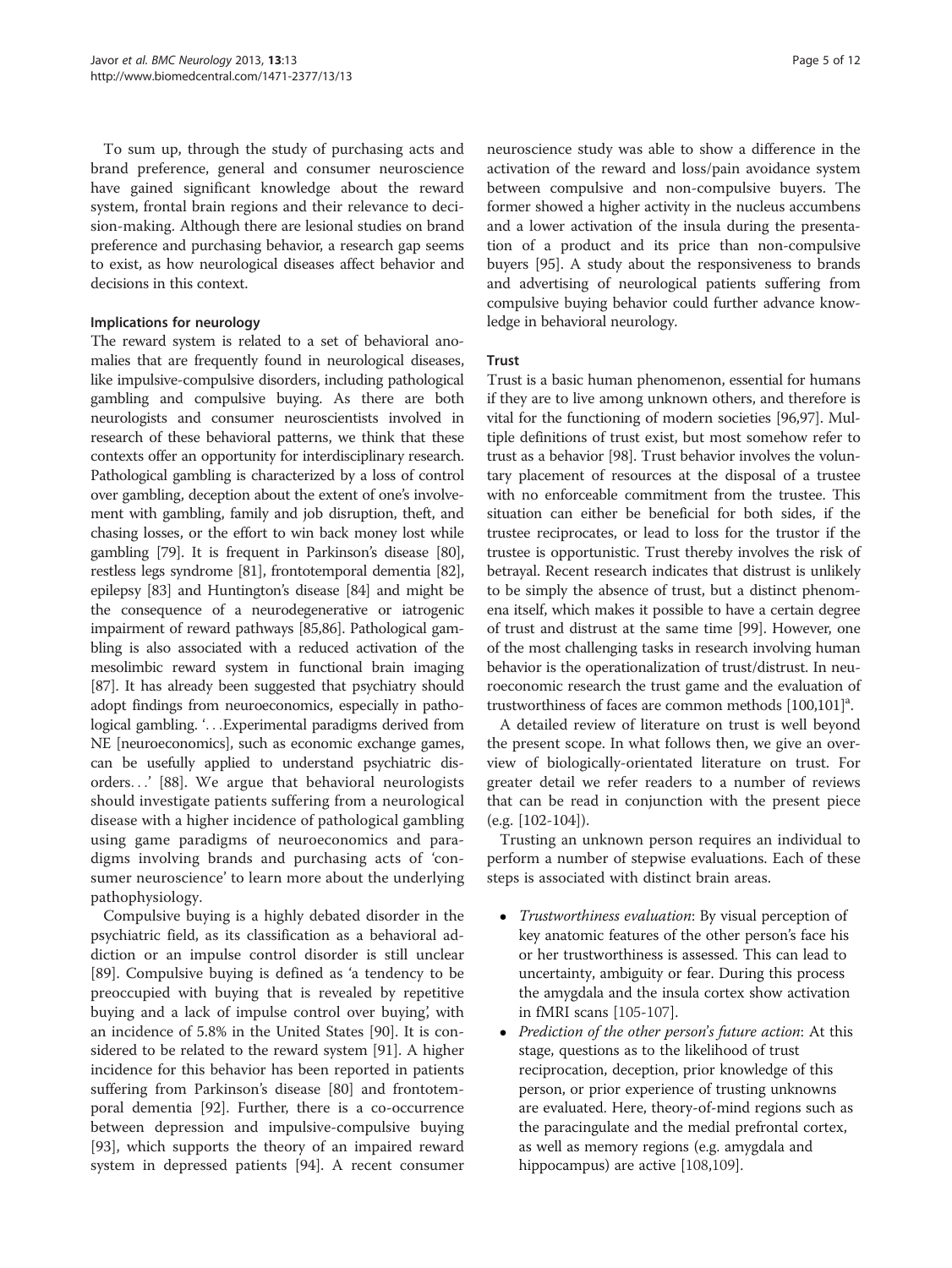To sum up, through the study of purchasing acts and brand preference, general and consumer neuroscience have gained significant knowledge about the reward system, frontal brain regions and their relevance to decision-making. Although there are lesional studies on brand preference and purchasing behavior, a research gap seems to exist, as how neurological diseases affect behavior and decisions in this context.

#### Implications for neurology

The reward system is related to a set of behavioral anomalies that are frequently found in neurological diseases, like impulsive-compulsive disorders, including pathological gambling and compulsive buying. As there are both neurologists and consumer neuroscientists involved in research of these behavioral patterns, we think that these contexts offer an opportunity for interdisciplinary research. Pathological gambling is characterized by a loss of control over gambling, deception about the extent of one's involvement with gambling, family and job disruption, theft, and chasing losses, or the effort to win back money lost while gambling [79]. It is frequent in Parkinson's disease [80], restless legs syndrome [81], frontotemporal dementia [82], epilepsy [83] and Huntington's disease [84] and might be the consequence of a neurodegenerative or iatrogenic impairment of reward pathways [85,86]. Pathological gambling is also associated with a reduced activation of the mesolimbic reward system in functional brain imaging [87]. It has already been suggested that psychiatry should adopt findings from neuroeconomics, especially in pathological gambling. '…Experimental paradigms derived from NE [neuroeconomics], such as economic exchange games, can be usefully applied to understand psychiatric disorders…' [88]. We argue that behavioral neurologists should investigate patients suffering from a neurological disease with a higher incidence of pathological gambling using game paradigms of neuroeconomics and paradigms involving brands and purchasing acts of 'consumer neuroscience' to learn more about the underlying pathophysiology.

Compulsive buying is a highly debated disorder in the psychiatric field, as its classification as a behavioral addiction or an impulse control disorder is still unclear [89]. Compulsive buying is defined as 'a tendency to be preoccupied with buying that is revealed by repetitive buying and a lack of impulse control over buying', with an incidence of 5.8% in the United States [90]. It is considered to be related to the reward system [91]. A higher incidence for this behavior has been reported in patients suffering from Parkinson's disease [80] and frontotemporal dementia [92]. Further, there is a co-occurrence between depression and impulsive-compulsive buying [93], which supports the theory of an impaired reward system in depressed patients [94]. A recent consumer neuroscience study was able to show a difference in the activation of the reward and loss/pain avoidance system between compulsive and non-compulsive buyers. The former showed a higher activity in the nucleus accumbens and a lower activation of the insula during the presentation of a product and its price than non-compulsive buyers [95]. A study about the responsiveness to brands and advertising of neurological patients suffering from compulsive buying behavior could further advance knowledge in behavioral neurology.

#### Trust

Trust is a basic human phenomenon, essential for humans if they are to live among unknown others, and therefore is vital for the functioning of modern societies [96,97]. Multiple definitions of trust exist, but most somehow refer to trust as a behavior [98]. Trust behavior involves the voluntary placement of resources at the disposal of a trustee with no enforceable commitment from the trustee. This situation can either be beneficial for both sides, if the trustee reciprocates, or lead to loss for the trustor if the trustee is opportunistic. Trust thereby involves the risk of betrayal. Recent research indicates that distrust is unlikely to be simply the absence of trust, but a distinct phenomena itself, which makes it possible to have a certain degree of trust and distrust at the same time [99]. However, one of the most challenging tasks in research involving human behavior is the operationalization of trust/distrust. In neuroeconomic research the trust game and the evaluation of trustworthiness of faces are common methods [100,101][a].

A detailed review of literature on trust is well beyond the present scope. In what follows then, we give an overview of biologically-orientated literature on trust. For greater detail we refer readers to a number of reviews that can be read in conjunction with the present piece (e.g. [102-104]).

Trusting an unknown person requires an individual to perform a number of stepwise evaluations. Each of these steps is associated with distinct brain areas.

- *Trustworthiness evaluation*: By visual perception of key anatomic features of the other person's face his or her trustworthiness is assessed. This can lead to uncertainty, ambiguity or fear. During this process the amygdala and the insula cortex show activation in fMRI scans [105-107].
- *Prediction of the other person's future action*: At this stage, questions as to the likelihood of trust reciprocation, deception, prior knowledge of this person, or prior experience of trusting unknowns are evaluated. Here, theory-of-mind regions such as the paracingulate and the medial prefrontal cortex, as well as memory regions (e.g. amygdala and hippocampus) are active [108,109].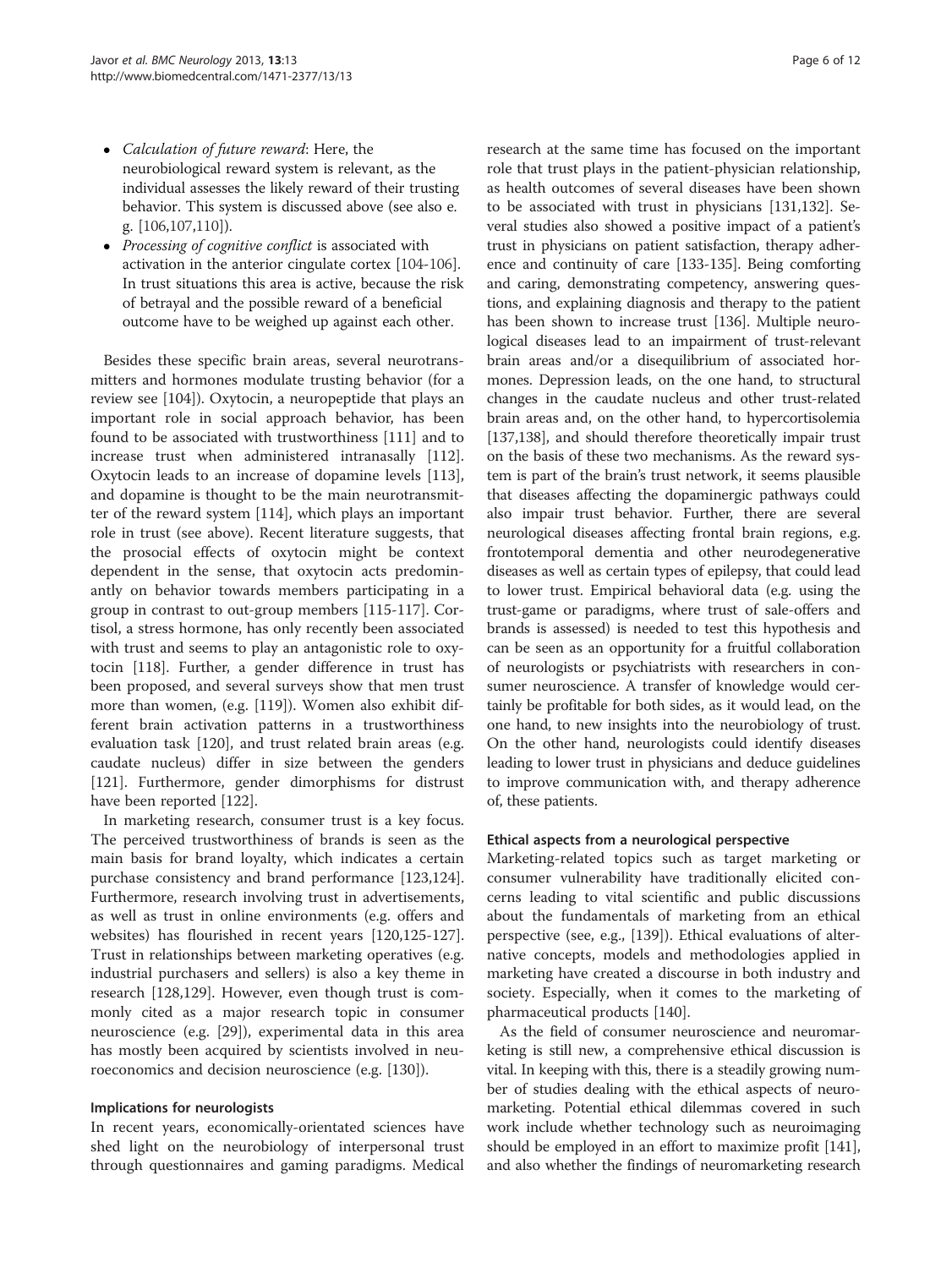- *Calculation of future reward*: Here, the neurobiological reward system is relevant, as the individual assesses the likely reward of their trusting behavior. This system is discussed above (see also e. g. [106,107,110]).
- *Processing of cognitive conflict* is associated with activation in the anterior cingulate cortex [104-106]. In trust situations this area is active, because the risk of betrayal and the possible reward of a beneficial outcome have to be weighed up against each other.

Besides these specific brain areas, several neurotransmitters and hormones modulate trusting behavior (for a review see [104]). Oxytocin, a neuropeptide that plays an important role in social approach behavior, has been found to be associated with trustworthiness [111] and to increase trust when administered intranasally [112]. Oxytocin leads to an increase of dopamine levels [113], and dopamine is thought to be the main neurotransmitter of the reward system [114], which plays an important role in trust (see above). Recent literature suggests, that the prosocial effects of oxytocin might be context dependent in the sense, that oxytocin acts predominantly on behavior towards members participating in a group in contrast to out-group members [115-117]. Cortisol, a stress hormone, has only recently been associated with trust and seems to play an antagonistic role to oxytocin [118]. Further, a gender difference in trust has been proposed, and several surveys show that men trust more than women, (e.g. [119]). Women also exhibit different brain activation patterns in a trustworthiness evaluation task [120], and trust related brain areas (e.g. caudate nucleus) differ in size between the genders [121]. Furthermore, gender dimorphisms for distrust have been reported [122].

In marketing research, consumer trust is a key focus. The perceived trustworthiness of brands is seen as the main basis for brand loyalty, which indicates a certain purchase consistency and brand performance [123,124]. Furthermore, research involving trust in advertisements, as well as trust in online environments (e.g. offers and websites) has flourished in recent years [120,125-127]. Trust in relationships between marketing operatives (e.g. industrial purchasers and sellers) is also a key theme in research [128,129]. However, even though trust is commonly cited as a major research topic in consumer neuroscience (e.g. [29]), experimental data in this area has mostly been acquired by scientists involved in neuroeconomics and decision neuroscience (e.g. [130]).

#### Implications for neurologists

In recent years, economically-orientated sciences have shed light on the neurobiology of interpersonal trust through questionnaires and gaming paradigms. Medical research at the same time has focused on the important role that trust plays in the patient-physician relationship, as health outcomes of several diseases have been shown to be associated with trust in physicians [131,132]. Several studies also showed a positive impact of a patient's trust in physicians on patient satisfaction, therapy adherence and continuity of care [133-135]. Being comforting and caring, demonstrating competency, answering questions, and explaining diagnosis and therapy to the patient has been shown to increase trust [136]. Multiple neurological diseases lead to an impairment of trust-relevant brain areas and/or a disequilibrium of associated hormones. Depression leads, on the one hand, to structural changes in the caudate nucleus and other trust-related brain areas and, on the other hand, to hypercortisolemia [137,138], and should therefore theoretically impair trust on the basis of these two mechanisms. As the reward system is part of the brain's trust network, it seems plausible that diseases affecting the dopaminergic pathways could also impair trust behavior. Further, there are several neurological diseases affecting frontal brain regions, e.g. frontotemporal dementia and other neurodegenerative diseases as well as certain types of epilepsy, that could lead to lower trust. Empirical behavioral data (e.g. using the trust-game or paradigms, where trust of sale-offers and brands is assessed) is needed to test this hypothesis and can be seen as an opportunity for a fruitful collaboration of neurologists or psychiatrists with researchers in consumer neuroscience. A transfer of knowledge would certainly be profitable for both sides, as it would lead, on the one hand, to new insights into the neurobiology of trust. On the other hand, neurologists could identify diseases leading to lower trust in physicians and deduce guidelines to improve communication with, and therapy adherence of, these patients.

#### Ethical aspects from a neurological perspective

Marketing-related topics such as target marketing or consumer vulnerability have traditionally elicited concerns leading to vital scientific and public discussions about the fundamentals of marketing from an ethical perspective (see, e.g., [139]). Ethical evaluations of alternative concepts, models and methodologies applied in marketing have created a discourse in both industry and society. Especially, when it comes to the marketing of pharmaceutical products [140].

As the field of consumer neuroscience and neuromarketing is still new, a comprehensive ethical discussion is vital. In keeping with this, there is a steadily growing number of studies dealing with the ethical aspects of neuromarketing. Potential ethical dilemmas covered in such work include whether technology such as neuroimaging should be employed in an effort to maximize profit [141], and also whether the findings of neuromarketing research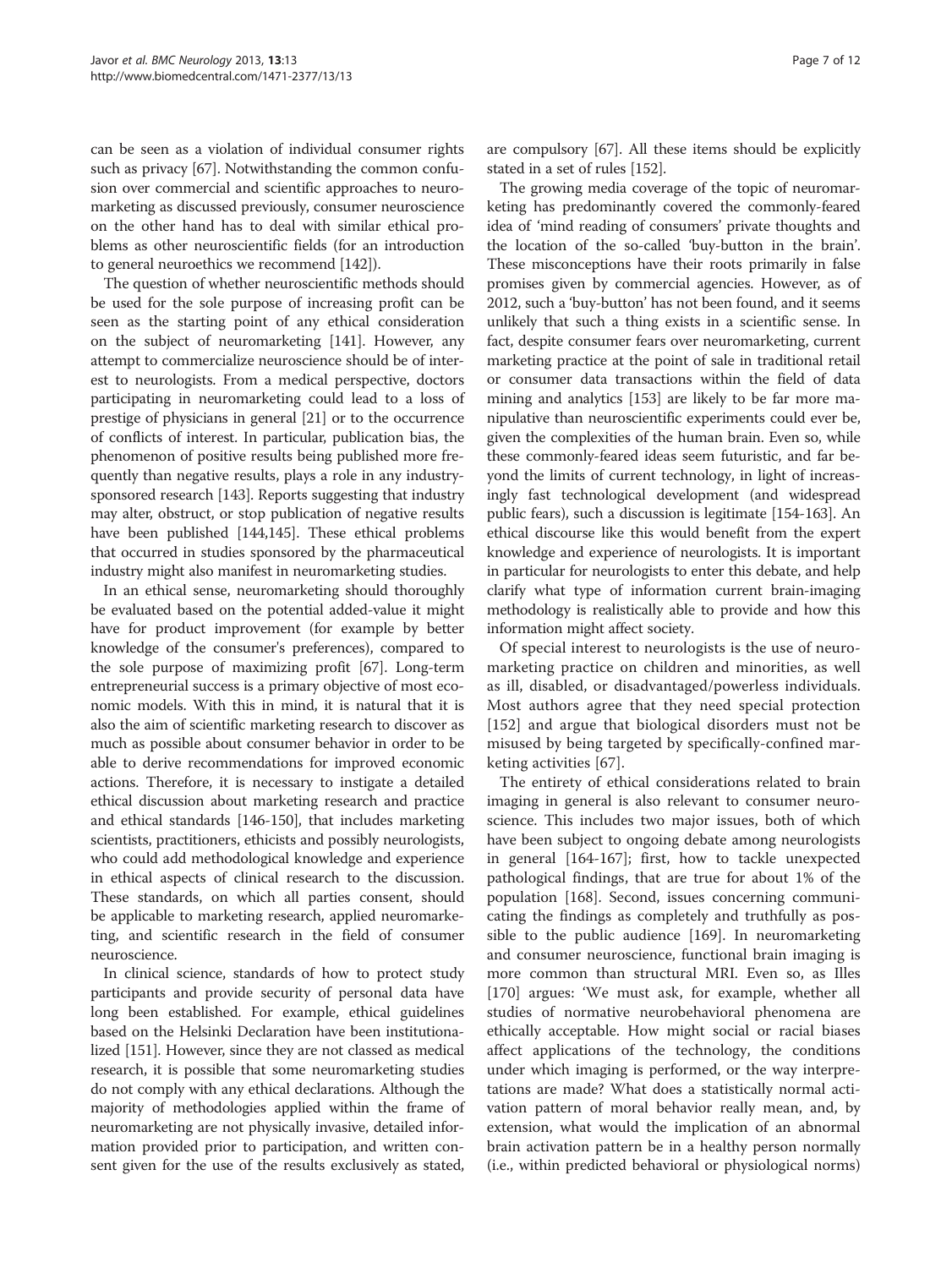can be seen as a violation of individual consumer rights such as privacy [67]. Notwithstanding the common confusion over commercial and scientific approaches to neuromarketing as discussed previously, consumer neuroscience on the other hand has to deal with similar ethical problems as other neuroscientific fields (for an introduction to general neuroethics we recommend [142]).

The question of whether neuroscientific methods should be used for the sole purpose of increasing profit can be seen as the starting point of any ethical consideration on the subject of neuromarketing [141]. However, any attempt to commercialize neuroscience should be of interest to neurologists. From a medical perspective, doctors participating in neuromarketing could lead to a loss of prestige of physicians in general [21] or to the occurrence of conflicts of interest. In particular, publication bias, the phenomenon of positive results being published more frequently than negative results, plays a role in any industry-sponsored research [143]. Reports suggesting that industry may alter, obstruct, or stop publication of negative results have been published [144,145]. These ethical problems that occurred in studies sponsored by the pharmaceutical industry might also manifest in neuromarketing studies.

In an ethical sense, neuromarketing should thoroughly be evaluated based on the potential added-value it might have for product improvement (for example by better knowledge of the consumer's preferences), compared to the sole purpose of maximizing profit [67]. Long-term entrepreneurial success is a primary objective of most economic models. With this in mind, it is natural that it is also the aim of scientific marketing research to discover as much as possible about consumer behavior in order to be able to derive recommendations for improved economic actions. Therefore, it is necessary to instigate a detailed ethical discussion about marketing research and practice and ethical standards [146-150], that includes marketing scientists, practitioners, ethicists and possibly neurologists, who could add methodological knowledge and experience in ethical aspects of clinical research to the discussion. These standards, on which all parties consent, should be applicable to marketing research, applied neuromarketing, and scientific research in the field of consumer neuroscience.

In clinical science, standards of how to protect study participants and provide security of personal data have long been established. For example, ethical guidelines based on the Helsinki Declaration have been institutionalized [151]. However, since they are not classed as medical research, it is possible that some neuromarketing studies do not comply with any ethical declarations. Although the majority of methodologies applied within the frame of neuromarketing are not physically invasive, detailed information provided prior to participation, and written consent given for the use of the results exclusively as stated, are compulsory [67]. All these items should be explicitly stated in a set of rules [152].

The growing media coverage of the topic of neuromarketing has predominantly covered the commonly-feared idea of 'mind reading of consumers' private thoughts and the location of the so-called 'buy-button in the brain'. These misconceptions have their roots primarily in false promises given by commercial agencies. However, as of 2012, such a 'buy-button' has not been found, and it seems unlikely that such a thing exists in a scientific sense. In fact, despite consumer fears over neuromarketing, current marketing practice at the point of sale in traditional retail or consumer data transactions within the field of data mining and analytics [153] are likely to be far more manipulative than neuroscientific experiments could ever be, given the complexities of the human brain. Even so, while these commonly-feared ideas seem futuristic, and far beyond the limits of current technology, in light of increasingly fast technological development (and widespread public fears), such a discussion is legitimate [154-163]. An ethical discourse like this would benefit from the expert knowledge and experience of neurologists. It is important in particular for neurologists to enter this debate, and help clarify what type of information current brain-imaging methodology is realistically able to provide and how this information might affect society.

Of special interest to neurologists is the use of neuromarketing practice on children and minorities, as well as ill, disabled, or disadvantaged/powerless individuals. Most authors agree that they need special protection [152] and argue that biological disorders must not be misused by being targeted by specifically-confined marketing activities [67].

The entirety of ethical considerations related to brain imaging in general is also relevant to consumer neuroscience. This includes two major issues, both of which have been subject to ongoing debate among neurologists in general [164-167]; first, how to tackle unexpected pathological findings, that are true for about 1% of the population [168]. Second, issues concerning communicating the findings as completely and truthfully as possible to the public audience [169]. In neuromarketing and consumer neuroscience, functional brain imaging is more common than structural MRI. Even so, as Illes [170] argues: 'We must ask, for example, whether all studies of normative neurobehavioral phenomena are ethically acceptable. How might social or racial biases affect applications of the technology, the conditions under which imaging is performed, or the way interpretations are made? What does a statistically normal activation pattern of moral behavior really mean, and, by extension, what would the implication of an abnormal brain activation pattern be in a healthy person normally (i.e., within predicted behavioral or physiological norms)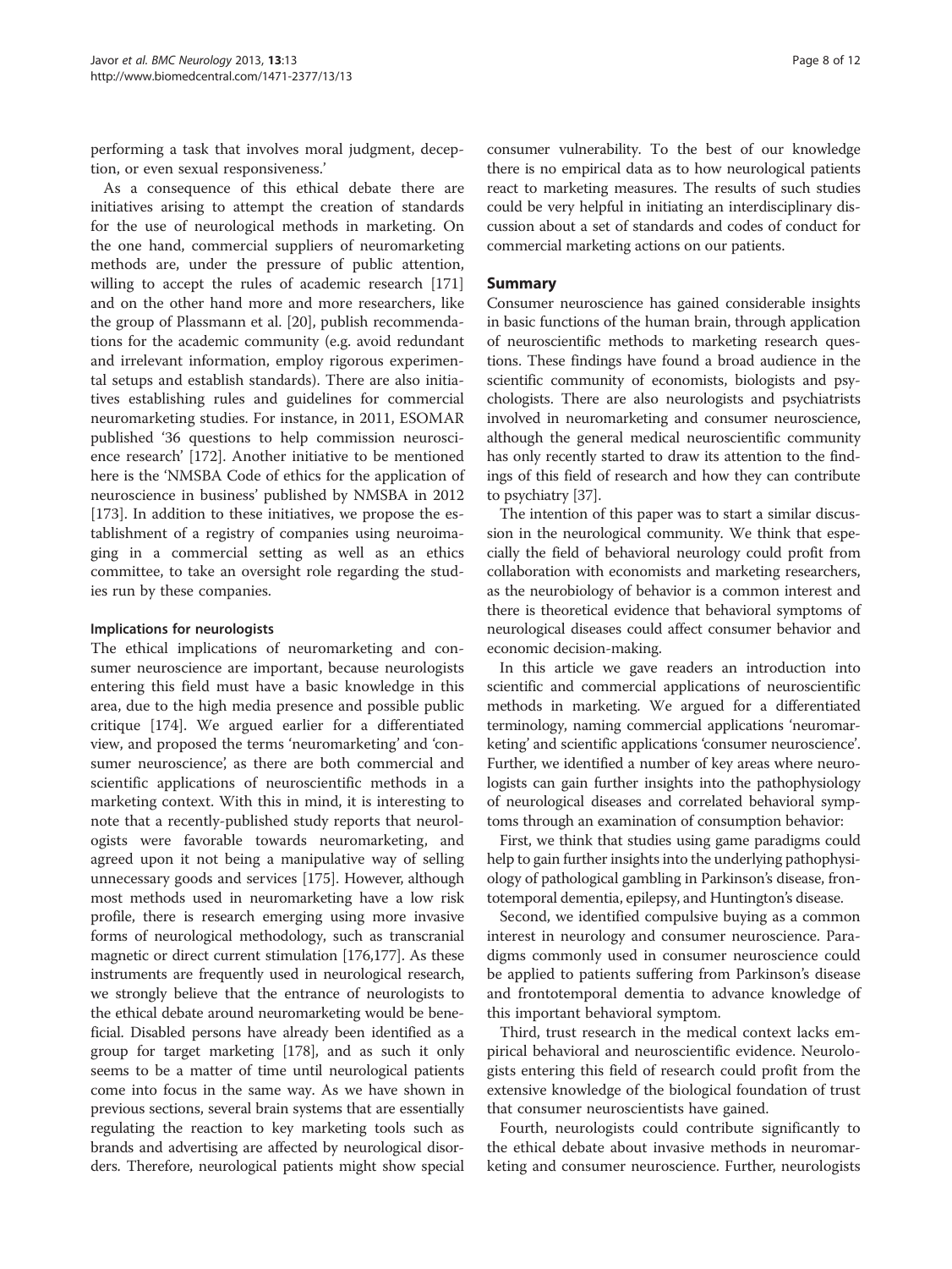performing a task that involves moral judgment, deception, or even sexual responsiveness.'

As a consequence of this ethical debate there are initiatives arising to attempt the creation of standards for the use of neurological methods in marketing. On the one hand, commercial suppliers of neuromarketing methods are, under the pressure of public attention, willing to accept the rules of academic research [171] and on the other hand more and more researchers, like the group of Plassmann et al. [20], publish recommendations for the academic community (e.g. avoid redundant and irrelevant information, employ rigorous experimental setups and establish standards). There are also initiatives establishing rules and guidelines for commercial neuromarketing studies. For instance, in 2011, ESOMAR published '36 questions to help commission neuroscience research' [172]. Another initiative to be mentioned here is the 'NMSBA Code of ethics for the application of neuroscience in business' published by NMSBA in 2012 [173]. In addition to these initiatives, we propose the establishment of a registry of companies using neuroimaging in a commercial setting as well as an ethics committee, to take an oversight role regarding the studies run by these companies.

### Implications for neurologists

The ethical implications of neuromarketing and consumer neuroscience are important, because neurologists entering this field must have a basic knowledge in this area, due to the high media presence and possible public critique [174]. We argued earlier for a differentiated view, and proposed the terms 'neuromarketing' and 'consumer neuroscience', as there are both commercial and scientific applications of neuroscientific methods in a marketing context. With this in mind, it is interesting to note that a recently-published study reports that neurologists were favorable towards neuromarketing, and agreed upon it not being a manipulative way of selling unnecessary goods and services [175]. However, although most methods used in neuromarketing have a low risk profile, there is research emerging using more invasive forms of neurological methodology, such as transcranial magnetic or direct current stimulation [176,177]. As these instruments are frequently used in neurological research, we strongly believe that the entrance of neurologists to the ethical debate around neuromarketing would be beneficial. Disabled persons have already been identified as a group for target marketing [178], and as such it only seems to be a matter of time until neurological patients come into focus in the same way. As we have shown in previous sections, several brain systems that are essentially regulating the reaction to key marketing tools such as brands and advertising are affected by neurological disorders. Therefore, neurological patients might show special consumer vulnerability. To the best of our knowledge there is no empirical data as to how neurological patients react to marketing measures. The results of such studies could be very helpful in initiating an interdisciplinary discussion about a set of standards and codes of conduct for commercial marketing actions on our patients.

## Summary

Consumer neuroscience has gained considerable insights in basic functions of the human brain, through application of neuroscientific methods to marketing research questions. These findings have found a broad audience in the scientific community of economists, biologists and psychologists. There are also neurologists and psychiatrists involved in neuromarketing and consumer neuroscience, although the general medical neuroscientific community has only recently started to draw its attention to the findings of this field of research and how they can contribute to psychiatry [37].

The intention of this paper was to start a similar discussion in the neurological community. We think that especially the field of behavioral neurology could profit from collaboration with economists and marketing researchers, as the neurobiology of behavior is a common interest and there is theoretical evidence that behavioral symptoms of neurological diseases could affect consumer behavior and economic decision-making.

In this article we gave readers an introduction into scientific and commercial applications of neuroscientific methods in marketing. We argued for a differentiated terminology, naming commercial applications 'neuromarketing' and scientific applications 'consumer neuroscience'. Further, we identified a number of key areas where neurologists can gain further insights into the pathophysiology of neurological diseases and correlated behavioral symptoms through an examination of consumption behavior:

First, we think that studies using game paradigms could help to gain further insights into the underlying pathophysiology of pathological gambling in Parkinson's disease, frontotemporal dementia, epilepsy, and Huntington's disease.

Second, we identified compulsive buying as a common interest in neurology and consumer neuroscience. Paradigms commonly used in consumer neuroscience could be applied to patients suffering from Parkinson's disease and frontotemporal dementia to advance knowledge of this important behavioral symptom.

Third, trust research in the medical context lacks empirical behavioral and neuroscientific evidence. Neurologists entering this field of research could profit from the extensive knowledge of the biological foundation of trust that consumer neuroscientists have gained.

Fourth, neurologists could contribute significantly to the ethical debate about invasive methods in neuromarketing and consumer neuroscience. Further, neurologists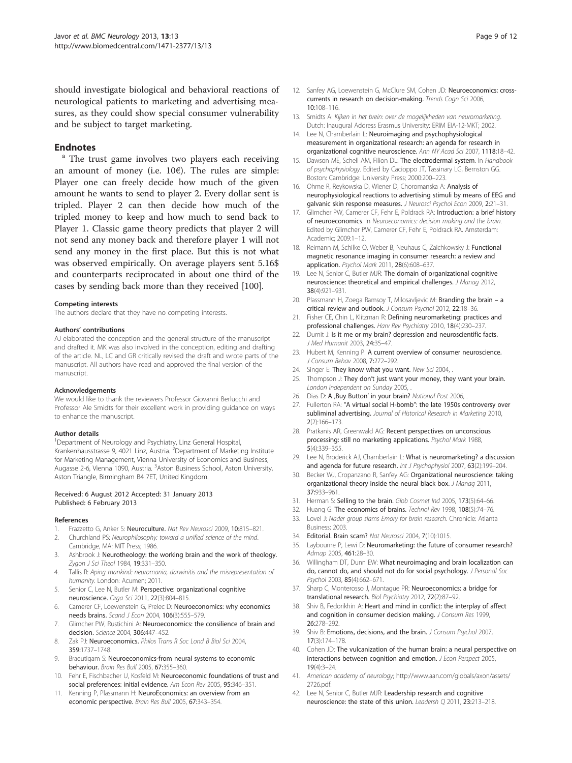should investigate biological and behavioral reactions of neurological patients to marketing and advertising measures, as they could show special consumer vulnerability and be subject to target marketing.

## Endnotes

[a] The trust game involves two players each receiving an amount of money (i.e. 10€). The rules are simple: Player one can freely decide how much of the given amount he wants to send to player 2. Every dollar sent is tripled. Player 2 can then decide how much of the tripled money to keep and how much to send back to Player 1. Classic game theory predicts that player 2 will not send any money back and therefore player 1 will not send any money in the first place. But this is not what was observed empirically. On average players sent 5.16$ and counterparts reciprocated in about one third of the cases by sending back more than they received [100].

#### Competing interests

The authors declare that they have no competing interests.

#### Authors' contributions

AJ elaborated the conception and the general structure of the manuscript and drafted it. MK was also involved in the conception, editing and drafting of the article. NL, LC and GR critically revised the draft and wrote parts of the manuscript. All authors have read and approved the final version of the manuscript.

#### Acknowledgements

We would like to thank the reviewers Professor Giovanni Berlucchi and Professor Ale Smidts for their excellent work in providing guidance on ways to enhance the manuscript.

#### Author details

[1]Department of Neurology and Psychiatry, Linz General Hospital, Krankenhausstrasse 9, 4021 Linz, Austria. [2]Department of Marketing Institute for Marketing Management, Vienna University of Economics and Business, Augasse 2-6, Vienna 1090, Austria. [3]Aston Business School, Aston University, Aston Triangle, Birmingham B4 7ET, United Kingdom.

Received: 6 August 2012 Accepted: 31 January 2013
Published: 6 February 2013

#### References

1. Frazzetto G, Anker S: **Neuroculture.** *Nat Rev Neurosci* 2009, **10:**815–821.
2. Churchland PS: *Neurophilosophy: toward a unified science of the mind*. Cambridge, MA: MIT Press; 1986.
3. Ashbrook J: **Neurotheology: the working brain and the work of theology.** *Zygon J Sci Theol* 1984, **19:**331–350.
4. Tallis R: *Aping mankind: neuromania, darwinitis and the misrepresentation of humanity*. London: Acumen; 2011.
5. Senior C, Lee N, Butler M: **Perspective: organizational cognitive neuroscience.** *Orga Sci* 2011, **22**(3):804–815.
6. Camerer CF, Loewenstein G, Prelec D: **Neuroeconomics: why economics needs brains.** *Scand J Econ* 2004, **106**(3):555–579.
7. Glimcher PW, Rustichini A: **Neuroeconomics: the consilience of brain and decision.** *Science* 2004, **306:**447–452.
8. Zak PJ: **Neuroeconomics.** *Philos Trans R Soc Lond B Biol Sci* 2004, **359:**1737–1748.
9. Braeutigam S: **Neuroeconomics-from neural systems to economic behaviour.** *Brain Res Bull* 2005, **67:**355–360.
10. Fehr E, Fischbacher U, Kosfeld M: **Neuroeconomic foundations of trust and social preferences: initial evidence.** *Am Econ Rev* 2005, **95:**346–351.
11. Kenning P, Plassmann H: **NeuroEconomics: an overview from an economic perspective.** *Brain Res Bull* 2005, **67:**343–354.
12. Sanfey AG, Loewenstein G, McClure SM, Cohen JD: **Neuroeconomics: cross-currents in research on decision-making.** *Trends Cogn Sci* 2006, **10:**108–116.
13. Smidts A: *Kijken in het brein: over de mogelijkheden van neuromarketing*. Dutch: Inaugural Address Erasmus University: ERIM EIA-12-MKT; 2002.
14. Lee N, Chamberlain L: **Neuroimaging and psychophysiological measurement in organizational research: an agenda for research in organizational cognitive neuroscience.** *Ann NY Acad Sci* 2007, **1118:**18–42.
15. Dawson ME, Schell AM, Filion DL: **The electrodermal system.** In *Handbook of psychophysiology*. Edited by Cacioppo JT, Tassinary LG, Bernston GG. Boston: Cambridge: University Press; 2000:200–223.
16. Ohme R, Reykowska D, Wiener D, Choromanska A: **Analysis of neurophysiological reactions to advertising stimuli by means of EEG and galvanic skin response measures.** *J Neurosci Psychol Econ* 2009, **2:**21–31.
17. Glimcher PW, Camerer CF, Fehr E, Poldrack RA: **Introduction: a brief history of neuroeconomics.** In *Neuroeconomics: decision making and the brain*. Edited by Glimcher PW, Camerer CF, Fehr E, Poldrack RA. Amsterdam: Academic; 2009:1–12.
18. Reimann M, Schilke O, Weber B, Neuhaus C, Zaichkowsky J: **Functional magnetic resonance imaging in consumer research: a review and application.** *Psychol Mark* 2011, **28**(6):608–637.
19. Lee N, Senior C, Butler MJR: **The domain of organizational cognitive neuroscience: theoretical and empirical challenges.** *J Manag* 2012, **38**(4):921–931.
20. Plassmann H, Zoega Ramsoy T, Milosavljevic M: **Branding the brain – a critical review and outlook.** *J Consum Psychol* 2012, **22:**18–36.
21. Fisher CE, Chin L, Klitzman R: **Defining neuromarketing: practices and professional challenges.** *Harv Rev Psychiatry* 2010, **18**(4):230–237.
22. Dumit J: **Is it me or my brain? depression and neuroscientific facts.** *J Med Humanit* 2003, **24:**35–47.
23. Hubert M, Kenning P: **A current overview of consumer neuroscience.** *J Consum Behav* 2008, **7:**272–292.
24. Singer E: **They know what you want.** *New Sci* 2004, .
25. Thompson J: **They don't just want your money, they want your brain.** *London Independent on Sunday* 2005, .
26. Dias D: **A ,Buy Button' in your brain?** *National Post* 2006, .
27. Fullerton RA: **"A virtual social H-bomb": the late 1950s controversy over subliminal advertising.** *Journal of Historical Research in Marketing* 2010, **2**(2):166–173.
28. Pratkanis AR, Greenwald AG: **Recent perspectives on unconscious processing: still no marketing applications.** *Psychol Mark* 1988, **5**(4):339–355.
29. Lee N, Broderick AJ, Chamberlain L: **What is neuromarketing? a discussion and agenda for future research.** *Int J Psychophysiol* 2007, **63**(2):199–204.
30. Becker WJ, Cropanzano R, Sanfey AG: **Organizational neuroscience: taking organizational theory inside the neural black box.** *J Manag* 2011, **37:**933–961.
31. Herman S: **Selling to the brain.** *Glob Cosmet Ind* 2005, **173**(5):64–66.
32. Huang G: **The economics of brains.** *Technol Rev* 1998, **108**(5):74–76.
33. Lovel J: *Nader group slams Emory for brain research*. Chronicle: Atlanta Business; 2003.
34. **Editorial. Brain scam?** *Nat Neurosci* 2004, **7**(10):1015.
35. Laybourne P, Lewi D: **Neuromarketing: the future of consumer research?** *Admap* 2005, **461:**28–30.
36. Willingham DT, Dunn EW: **What neuroimaging and brain localization can do, cannot do, and should not do for social psychology.** *J Personal Soc Psychol* 2003, **85**(4):662–671.
37. Sharp C, Monterosso J, Montague PR: **Neuroeconomics: a bridge for translational research.** *Biol Psychiatry* 2012, **72**(2):87–92.
38. Shiv B, Fedorikhin A: **Heart and mind in conflict: the interplay of affect and cognition in consumer decision making.** *J Consum Res* 1999, **26:**278–292.
39. Shiv B: **Emotions, decisions, and the brain.** *J Consum Psychol* 2007, **17**(3):174–178.
40. Cohen JD: **The vulcanization of the human brain: a neural perspective on interactions between cognition and emotion.** *J Econ Perspect* 2005, **19**(4):3–24.
41. *American academy of neurology*; http://www.aan.com/globals/axon/assets/2726.pdf.
42. Lee N, Senior C, Butler MJR: **Leadership research and cognitive neuroscience: the state of this union.** *Leadersh Q* 2011, **23:**213–218.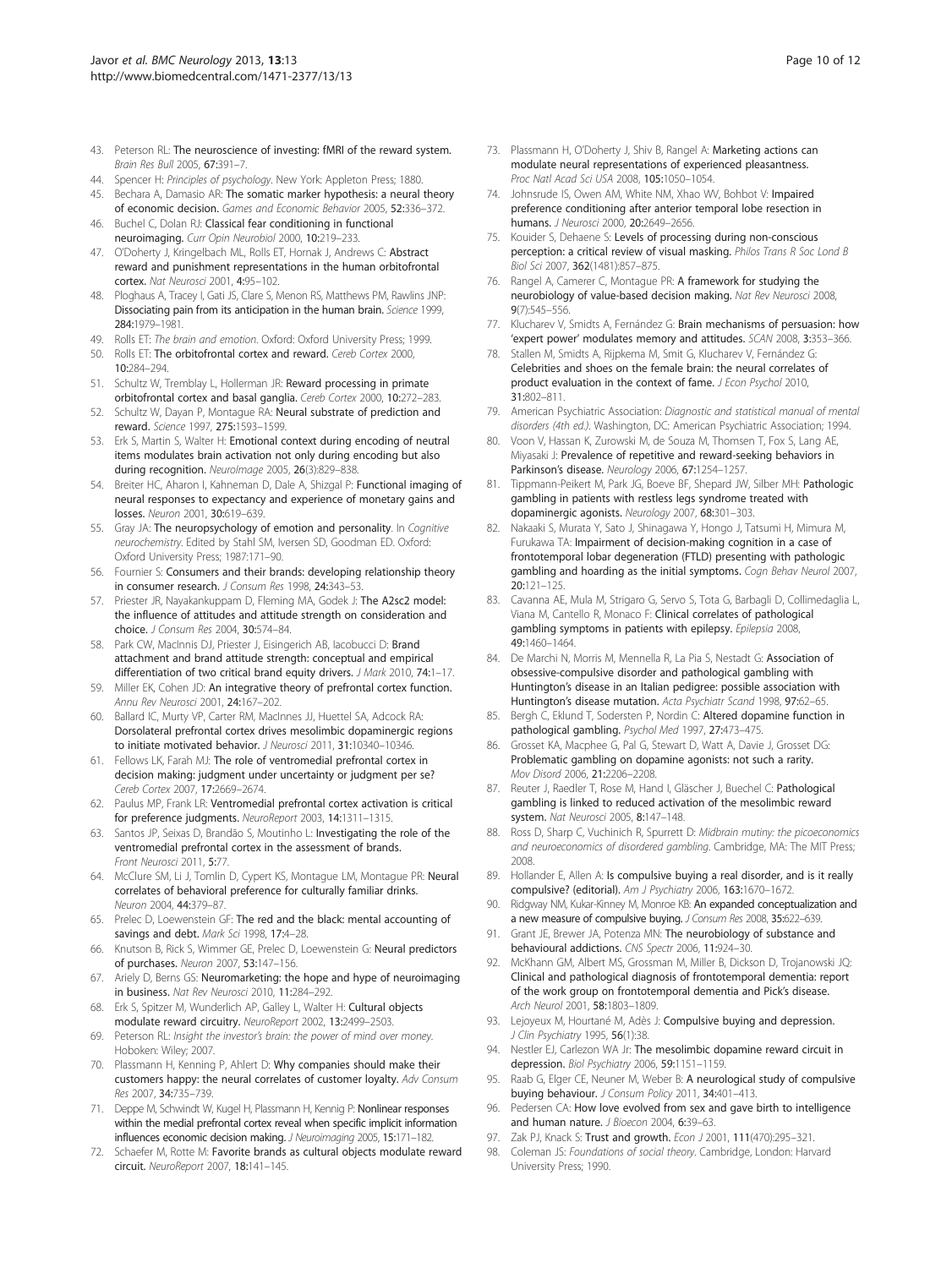43. Peterson RL: **The neuroscience of investing: fMRI of the reward system.** *Brain Res Bull* 2005, **67:**391–7.
44. Spencer H: *Principles of psychology*. New York: Appleton Press; 1880.
45. Bechara A, Damasio AR: **The somatic marker hypothesis: a neural theory of economic decision.** *Games and Economic Behavior* 2005, **52:**336–372.
46. Buchel C, Dolan RJ: **Classical fear conditioning in functional neuroimaging.** *Curr Opin Neurobiol* 2000, **10:**219–233.
47. O'Doherty J, Kringelbach ML, Rolls ET, Hornak J, Andrews C: **Abstract reward and punishment representations in the human orbitofrontal cortex.** *Nat Neurosci* 2001, **4:**95–102.
48. Ploghaus A, Tracey I, Gati JS, Clare S, Menon RS, Matthews PM, Rawlins JNP: **Dissociating pain from its anticipation in the human brain.** *Science* 1999, **284:**1979–1981.
49. Rolls ET: *The brain and emotion*. Oxford: Oxford University Press; 1999.
50. Rolls ET: **The orbitofrontal cortex and reward.** *Cereb Cortex* 2000, **10:**284–294.
51. Schultz W, Tremblay L, Hollerman JR: **Reward processing in primate orbitofrontal cortex and basal ganglia.** *Cereb Cortex* 2000, **10:**272–283.
52. Schultz W, Dayan P, Montague RA: **Neural substrate of prediction and reward.** *Science* 1997, **275:**1593–1599.
53. Erk S, Martin S, Walter H: **Emotional context during encoding of neutral items modulates brain activation not only during encoding but also during recognition.** *NeuroImage* 2005, **26**(3):829–838.
54. Breiter HC, Aharon I, Kahneman D, Dale A, Shizgal P: **Functional imaging of neural responses to expectancy and experience of monetary gains and losses.** *Neuron* 2001, **30:**619–639.
55. Gray JA: **The neuropsychology of emotion and personality.** In *Cognitive neurochemistry*. Edited by Stahl SM, Iversen SD, Goodman ED. Oxford: Oxford University Press; 1987:171–90.
56. Fournier S: **Consumers and their brands: developing relationship theory in consumer research.** *J Consum Res* 1998, **24:**343–53.
57. Priester JR, Nayakankuppam D, Fleming MA, Godek J: **The A2sc2 model: the influence of attitudes and attitude strength on consideration and choice.** *J Consum Res* 2004, **30:**574–84.
58. Park CW, MacInnis DJ, Priester J, Eisingerich AB, Iacobucci D: **Brand attachment and brand attitude strength: conceptual and empirical differentiation of two critical brand equity drivers.** *J Mark* 2010, **74:**1–17.
59. Miller EK, Cohen JD: **An integrative theory of prefrontal cortex function.** *Annu Rev Neurosci* 2001, **24:**167–202.
60. Ballard IC, Murty VP, Carter RM, MacInnes JJ, Huettel SA, Adcock RA: **Dorsolateral prefrontal cortex drives mesolimbic dopaminergic regions to initiate motivated behavior.** *J Neurosci* 2011, **31:**10340–10346.
61. Fellows LK, Farah MJ: **The role of ventromedial prefrontal cortex in decision making: judgment under uncertainty or judgment per se?** *Cereb Cortex* 2007, **17:**2669–2674.
62. Paulus MP, Frank LR: **Ventromedial prefrontal cortex activation is critical for preference judgments.** *NeuroReport* 2003, **14:**1311–1315.
63. Santos JP, Seixas D, Brandão S, Moutinho L: **Investigating the role of the ventromedial prefrontal cortex in the assessment of brands.** *Front Neurosci* 2011, **5:**77.
64. McClure SM, Li J, Tomlin D, Cypert KS, Montague LM, Montague PR: **Neural correlates of behavioral preference for culturally familiar drinks.** *Neuron* 2004, **44:**379–87.
65. Prelec D, Loewenstein GF: **The red and the black: mental accounting of savings and debt.** *Mark Sci* 1998, **17:**4–28.
66. Knutson B, Rick S, Wimmer GE, Prelec D, Loewenstein G: **Neural predictors of purchases.** *Neuron* 2007, **53:**147–156.
67. Ariely D, Berns GS: **Neuromarketing: the hope and hype of neuroimaging in business.** *Nat Rev Neurosci* 2010, **11:**284–292.
68. Erk S, Spitzer M, Wunderlich AP, Galley L, Walter H: **Cultural objects modulate reward circuitry.** *NeuroReport* 2002, **13:**2499–2503.
69. Peterson RL: *Insight the investor's brain: the power of mind over money*. Hoboken: Wiley; 2007.
70. Plassmann H, Kenning P, Ahlert D: **Why companies should make their customers happy: the neural correlates of customer loyalty.** *Adv Consum Res* 2007, **34:**735–739.
71. Deppe M, Schwindt W, Kugel H, Plassmann H, Kennig P: **Nonlinear responses within the medial prefrontal cortex reveal when specific implicit information influences economic decision making.** *J Neuroimaging* 2005, **15:**171–182.
72. Schaefer M, Rotte M: **Favorite brands as cultural objects modulate reward circuit.** *NeuroReport* 2007, **18:**141–145.
73. Plassmann H, O'Doherty J, Shiv B, Rangel A: **Marketing actions can modulate neural representations of experienced pleasantness.** *Proc Natl Acad Sci USA* 2008, **105:**1050–1054.
74. Johnsrude IS, Owen AM, White NM, Xhao WV, Bohbot V: **Impaired preference conditioning after anterior temporal lobe resection in humans.** *J Neurosci* 2000, **20:**2649–2656.
75. Kouider S, Dehaene S: **Levels of processing during non-conscious perception: a critical review of visual masking.** *Philos Trans R Soc Lond B Biol Sci* 2007, **362**(1481):857–875.
76. Rangel A, Camerer C, Montague PR: **A framework for studying the neurobiology of value-based decision making.** *Nat Rev Neurosci* 2008, **9**(7):545–556.
77. Klucharev V, Smidts A, Fernández G: **Brain mechanisms of persuasion: how 'expert power' modulates memory and attitudes.** *SCAN* 2008, **3:**353–366.
78. Stallen M, Smidts A, Rijpkema M, Smit G, Klucharev V, Fernández G: **Celebrities and shoes on the female brain: the neural correlates of product evaluation in the context of fame.** *J Econ Psychol* 2010, **31:**802–811.
79. American Psychiatric Association: *Diagnostic and statistical manual of mental disorders (4th ed.)*. Washington, DC: American Psychiatric Association; 1994.
80. Voon V, Hassan K, Zurowski M, de Souza M, Thomsen T, Fox S, Lang AE, Miyasaki J: **Prevalence of repetitive and reward-seeking behaviors in Parkinson's disease.** *Neurology* 2006, **67:**1254–1257.
81. Tippmann-Peikert M, Park JG, Boeve BF, Shepard JW, Silber MH: **Pathologic gambling in patients with restless legs syndrome treated with dopaminergic agonists.** *Neurology* 2007, **68:**301–303.
82. Nakaaki S, Murata Y, Sato J, Shinagawa Y, Hongo J, Tatsumi H, Mimura M, Furukawa TA: **Impairment of decision-making cognition in a case of frontotemporal lobar degeneration (FTLD) presenting with pathologic gambling and hoarding as the initial symptoms.** *Cogn Behav Neurol* 2007, **20:**121–125.
83. Cavanna AE, Mula M, Strigaro G, Servo S, Tota G, Barbagli D, Collimedaglia L, Viana M, Cantello R, Monaco F: **Clinical correlates of pathological gambling symptoms in patients with epilepsy.** *Epilepsia* 2008, **49:**1460–1464.
84. De Marchi N, Morris M, Mennella R, La Pia S, Nestadt G: **Association of obsessive-compulsive disorder and pathological gambling with Huntington's disease in an Italian pedigree: possible association with Huntington's disease mutation.** *Acta Psychiatr Scand* 1998, **97:**62–65.
85. Bergh C, Eklund T, Sodersten P, Nordin C: **Altered dopamine function in pathological gambling.** *Psychol Med* 1997, **27:**473–475.
86. Grosset KA, Macphee G, Pal G, Stewart D, Watt A, Davie J, Grosset DG: **Problematic gambling on dopamine agonists: not such a rarity.** *Mov Disord* 2006, **21:**2206–2208.
87. Reuter J, Raedler T, Rose M, Hand I, Gläscher J, Buechel C: **Pathological gambling is linked to reduced activation of the mesolimbic reward system.** *Nat Neurosci* 2005, **8:**147–148.
88. Ross D, Sharp C, Vuchinich R, Spurrett D: *Midbrain mutiny: the picoeconomics and neuroeconomics of disordered gambling*. Cambridge, MA: The MIT Press; 2008.
89. Hollander E, Allen A: **Is compulsive buying a real disorder, and is it really compulsive? (editorial).** *Am J Psychiatry* 2006, **163:**1670–1672.
90. Ridgway NM, Kukar-Kinney M, Monroe KB: **An expanded conceptualization and a new measure of compulsive buying.** *J Consum Res* 2008, **35:**622–639.
91. Grant JE, Brewer JA, Potenza MN: **The neurobiology of substance and behavioural addictions.** *CNS Spectr* 2006, **11:**924–30.
92. McKhann GM, Albert MS, Grossman M, Miller B, Dickson D, Trojanowski JQ: **Clinical and pathological diagnosis of frontotemporal dementia: report of the work group on frontotemporal dementia and Pick's disease.** *Arch Neurol* 2001, **58:**1803–1809.
93. Lejoyeux M, Hourtané M, Adès J: **Compulsive buying and depression.** *J Clin Psychiatry* 1995, **56**(1):38.
94. Nestler EJ, Carlezon WA Jr: **The mesolimbic dopamine reward circuit in depression.** *Biol Psychiatry* 2006, **59:**1151–1159.
95. Raab G, Elger CE, Neuner M, Weber B: **A neurological study of compulsive buying behaviour.** *J Consum Policy* 2011, **34:**401–413.
96. Pedersen CA: **How love evolved from sex and gave birth to intelligence and human nature.** *J Bioecon* 2004, **6:**39–63.
97. Zak PJ, Knack S: **Trust and growth.** *Econ J* 2001, **111**(470):295–321.
98. Coleman JS: *Foundations of social theory*. Cambridge, London: Harvard University Press; 1990.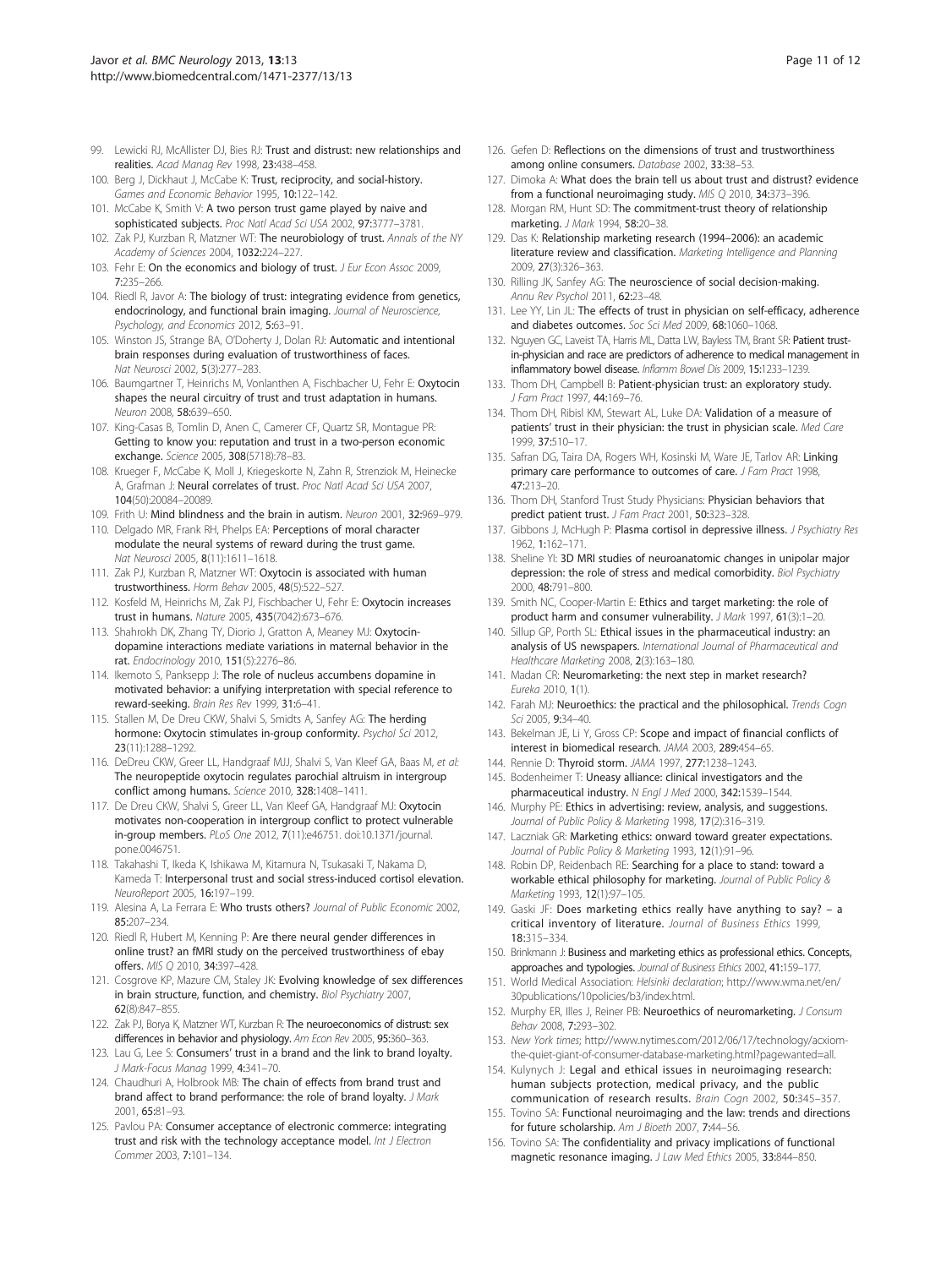99. Lewicki RJ, McAllister DJ, Bies RJ: **Trust and distrust: new relationships and realities.** *Acad Manag Rev* 1998, **23**:438–458.
100. Berg J, Dickhaut J, McCabe K: **Trust, reciprocity, and social-history.** *Games and Economic Behavior* 1995, **10**:122–142.
101. McCabe K, Smith V: **A two person trust game played by naive and sophisticated subjects.** *Proc Natl Acad Sci USA* 2002, **97**:3777–3781.
102. Zak PJ, Kurzban R, Matzner WT: **The neurobiology of trust.** *Annals of the NY Academy of Sciences* 2004, **1032**:224–227.
103. Fehr E: **On the economics and biology of trust.** *J Eur Econ Assoc* 2009, **7**:235–266.
104. Riedl R, Javor A: **The biology of trust: integrating evidence from genetics, endocrinology, and functional brain imaging.** *Journal of Neuroscience, Psychology, and Economics* 2012, **5**:63–91.
105. Winston JS, Strange BA, O'Doherty J, Dolan RJ: **Automatic and intentional brain responses during evaluation of trustworthiness of faces.** *Nat Neurosci* 2002, **5**(3):277–283.
106. Baumgartner T, Heinrichs M, Vonlanthen A, Fischbacher U, Fehr E: **Oxytocin shapes the neural circuitry of trust and trust adaptation in humans.** *Neuron* 2008, **58**:639–650.
107. King-Casas B, Tomlin D, Anen C, Camerer CF, Quartz SR, Montague PR: **Getting to know you: reputation and trust in a two-person economic exchange.** *Science* 2005, **308**(5718):78–83.
108. Krueger F, McCabe K, Moll J, Kriegeskorte N, Zahn R, Strenziok M, Heinecke A, Grafman J: **Neural correlates of trust.** *Proc Natl Acad Sci USA* 2007, **104**(50):20084–20089.
109. Frith U: **Mind blindness and the brain in autism.** *Neuron* 2001, **32**:969–979.
110. Delgado MR, Frank RH, Phelps EA: **Perceptions of moral character modulate the neural systems of reward during the trust game.** *Nat Neurosci* 2005, **8**(11):1611–1618.
111. Zak PJ, Kurzban R, Matzner WT: **Oxytocin is associated with human trustworthiness.** *Horm Behav* 2005, **48**(5):522–527.
112. Kosfeld M, Heinrichs M, Zak PJ, Fischbacher U, Fehr E: **Oxytocin increases trust in humans.** *Nature* 2005, **435**(7042):673–676.
113. Shahrokh DK, Zhang TY, Diorio J, Gratton A, Meaney MJ: **Oxytocin-dopamine interactions mediate variations in maternal behavior in the rat.** *Endocrinology* 2010, **151**(5):2276–86.
114. Ikemoto S, Panksepp J: **The role of nucleus accumbens dopamine in motivated behavior: a unifying interpretation with special reference to reward-seeking.** *Brain Res Rev* 1999, **31**:6–41.
115. Stallen M, De Dreu CKW, Shalvi S, Smidts A, Sanfey AG: **The herding hormone: Oxytocin stimulates in-group conformity.** *Psychol Sci* 2012, **23**(11):1288–1292.
116. DeDreu CKW, Greer LL, Handgraaf MJJ, Shalvi S, Van Kleef GA, Baas M, *et al:* **The neuropeptide oxytocin regulates parochial altruism in intergroup conflict among humans.** *Science* 2010, **328**:1408–1411.
117. De Dreu CKW, Shalvi S, Greer LL, Van Kleef GA, Handgraaf MJ: **Oxytocin motivates non-cooperation in intergroup conflict to protect vulnerable in-group members.** *PLoS One* 2012, **7**(11):e46751. doi:10.1371/journal.pone.0046751.
118. Takahashi T, Ikeda K, Ishikawa M, Kitamura N, Tsukasaki T, Nakama D, Kameda T: **Interpersonal trust and social stress-induced cortisol elevation.** *NeuroReport* 2005, **16**:197–199.
119. Alesina A, La Ferrara E: **Who trusts others?** *Journal of Public Economic* 2002, **85**:207–234.
120. Riedl R, Hubert M, Kenning P: **Are there neural gender differences in online trust? an fMRI study on the perceived trustworthiness of ebay offers.** *MIS Q* 2010, **34**:397–428.
121. Cosgrove KP, Mazure CM, Staley JK: **Evolving knowledge of sex differences in brain structure, function, and chemistry.** *Biol Psychiatry* 2007, **62**(8):847–855.
122. Zak PJ, Borya K, Matzner WT, Kurzban R: **The neuroeconomics of distrust: sex differences in behavior and physiology.** *Am Econ Rev* 2005, **95**:360–363.
123. Lau G, Lee S: **Consumers' trust in a brand and the link to brand loyalty.** *J Mark-Focus Manag* 1999, **4**:341–70.
124. Chaudhuri A, Holbrook MB: **The chain of effects from brand trust and brand affect to brand performance: the role of brand loyalty.** *J Mark* 2001, **65**:81–93.
125. Pavlou PA: **Consumer acceptance of electronic commerce: integrating trust and risk with the technology acceptance model.** *Int J Electron Commer* 2003, **7**:101–134.
126. Gefen D: **Reflections on the dimensions of trust and trustworthiness among online consumers.** *Database* 2002, **33**:38–53.
127. Dimoka A: **What does the brain tell us about trust and distrust? evidence from a functional neuroimaging study.** *MIS Q* 2010, **34**:373–396.
128. Morgan RM, Hunt SD: **The commitment-trust theory of relationship marketing.** *J Mark* 1994, **58**:20–38.
129. Das K: **Relationship marketing research (1994–2006): an academic literature review and classification.** *Marketing Intelligence and Planning* 2009, **27**(3):326–363.
130. Rilling JK, Sanfey AG: **The neuroscience of social decision-making.** *Annu Rev Psychol* 2011, **62**:23–48.
131. Lee YY, Lin JL: **The effects of trust in physician on self-efficacy, adherence and diabetes outcomes.** *Soc Sci Med* 2009, **68**:1060–1068.
132. Nguyen GC, Laveist TA, Harris ML, Datta LW, Bayless TM, Brant SR: **Patient trust-in-physician and race are predictors of adherence to medical management in inflammatory bowel disease.** *Inflamm Bowel Dis* 2009, **15**:1233–1239.
133. Thom DH, Campbell B: **Patient-physician trust: an exploratory study.** *J Fam Pract* 1997, **44**:169–76.
134. Thom DH, Ribisl KM, Stewart AL, Luke DA: **Validation of a measure of patients' trust in their physician: the trust in physician scale.** *Med Care* 1999, **37**:510–17.
135. Safran DG, Taira DA, Rogers WH, Kosinski M, Ware JE, Tarlov AR: **Linking primary care performance to outcomes of care.** *J Fam Pract* 1998, **47**:213–20.
136. Thom DH, Stanford Trust Study Physicians: **Physician behaviors that predict patient trust.** *J Fam Pract* 2001, **50**:323–328.
137. Gibbons J, McHugh P: **Plasma cortisol in depressive illness.** *J Psychiatry Res* 1962, **1**:162–171.
138. Sheline YI: **3D MRI studies of neuroanatomic changes in unipolar major depression: the role of stress and medical comorbidity.** *Biol Psychiatry* 2000, **48**:791–800.
139. Smith NC, Cooper-Martin E: **Ethics and target marketing: the role of product harm and consumer vulnerability.** *J Mark* 1997, **61**(3):1–20.
140. Sillup GP, Porth SL: **Ethical issues in the pharmaceutical industry: an analysis of US newspapers.** *International Journal of Pharmaceutical and Healthcare Marketing* 2008, **2**(3):163–180.
141. Madan CR: **Neuromarketing: the next step in market research?** *Eureka* 2010, **1**(1).
142. Farah MJ: **Neuroethics: the practical and the philosophical.** *Trends Cogn Sci* 2005, **9**:34–40.
143. Bekelman JE, Li Y, Gross CP: **Scope and impact of financial conflicts of interest in biomedical research.** *JAMA* 2003, **289**:454–65.
144. Rennie D: **Thyroid storm.** *JAMA* 1997, **277**:1238–1243.
145. Bodenheimer T: **Uneasy alliance: clinical investigators and the pharmaceutical industry.** *N Engl J Med* 2000, **342**:1539–1544.
146. Murphy PE: **Ethics in advertising: review, analysis, and suggestions.** *Journal of Public Policy & Marketing* 1998, **17**(2):316–319.
147. Laczniak GR: **Marketing ethics: onward toward greater expectations.** *Journal of Public Policy & Marketing* 1993, **12**(1):91–96.
148. Robin DP, Reidenbach RE: **Searching for a place to stand: toward a workable ethical philosophy for marketing.** *Journal of Public Policy & Marketing* 1993, **12**(1):97–105.
149. Gaski JF: **Does marketing ethics really have anything to say? – a critical inventory of literature.** *Journal of Business Ethics* 1999, **18**:315–334.
150. Brinkmann J: **Business and marketing ethics as professional ethics. Concepts, approaches and typologies.** *Journal of Business Ethics* 2002, **41**:159–177.
151. World Medical Association: *Helsinki declaration*; http://www.wma.net/en/30publications/10policies/b3/index.html.
152. Murphy ER, Illes J, Reiner PB: **Neuroethics of neuromarketing.** *J Consum Behav* 2008, **7**:293–302.
153. *New York times*; http://www.nytimes.com/2012/06/17/technology/acxiom-the-quiet-giant-of-consumer-database-marketing.html?pagewanted=all.
154. Kulynych J: **Legal and ethical issues in neuroimaging research: human subjects protection, medical privacy, and the public communication of research results.** *Brain Cogn* 2002, **50**:345–357.
155. Tovino SA: **Functional neuroimaging and the law: trends and directions for future scholarship.** *Am J Bioeth* 2007, **7**:44–56.
156. Tovino SA: **The confidentiality and privacy implications of functional magnetic resonance imaging.** *J Law Med Ethics* 2005, **33**:844–850.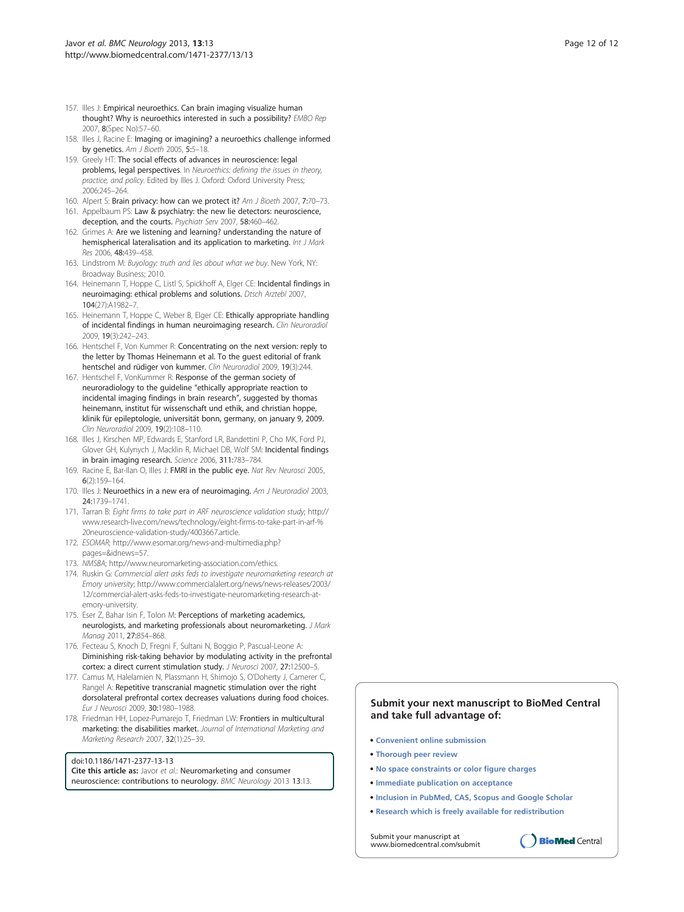157. Illes J: Empirical neuroethics. Can brain imaging visualize human thought? Why is neuroethics interested in such a possibility? *EMBO Rep* 2007, **8**(Spec No):57–60.
158. Illes J, Racine E: Imaging or imagining? a neuroethics challenge informed by genetics. *Am J Bioeth* 2005, **5**:5–18.
159. Greely HT: The social effects of advances in neuroscience: legal problems, legal perspectives. In *Neuroethics: defining the issues in theory, practice, and policy*. Edited by Illes J. Oxford: Oxford University Press; 2006:245–264.
160. Alpert S: Brain privacy: how can we protect it? *Am J Bioeth* 2007, **7**:70–73.
161. Appelbaum PS: Law & psychiatry: the new lie detectors: neuroscience, deception, and the courts. *Psychiatr Serv* 2007, **58**:460–462.
162. Grimes A: Are we listening and learning? understanding the nature of hemispherical lateralisation and its application to marketing. *Int J Mark Res* 2006, **48**:439–458.
163. Lindstrom M: *Buyology: truth and lies about what we buy*. New York, NY: Broadway Business; 2010.
164. Heinemann T, Hoppe C, Listl S, Spickhoff A, Elger CE: Incidental findings in neuroimaging: ethical problems and solutions. *Dtsch Arztebl* 2007, **104**(27):A1982–7.
165. Heinemann T, Hoppe C, Weber B, Elger CE: Ethically appropriate handling of incidental findings in human neuroimaging research. *Clin Neuroradiol* 2009, **19**(3):242–243.
166. Hentschel F, Von Kummer R: Concentrating on the next version: reply to the letter by Thomas Heinemann et al. To the guest editorial of frank hentschel and rüdiger von kummer. *Clin Neuroradiol* 2009, **19**(3):244.
167. Hentschel F, VonKummer R: Response of the german society of neuroradiology to the guideline "ethically appropriate reaction to incidental imaging findings in brain research", suggested by thomas heinemann, institut für wissenschaft und ethik, and christian hoppe, klinik für epileptologie, universität bonn, germany, on january 9, 2009. *Clin Neuroradiol* 2009, **19**(2):108–110.
168. Illes J, Kirschen MP, Edwards E, Stanford LR, Bandettini P, Cho MK, Ford PJ, Glover GH, Kulynych J, Macklin R, Michael DB, Wolf SM: Incidental findings in brain imaging research. *Science* 2006, **311**:783–784.
169. Racine E, Bar-Ilan O, Illes J: FMRI in the public eye. *Nat Rev Neurosci* 2005, **6**(2):159–164.
170. Illes J: Neuroethics in a new era of neuroimaging. *Am J Neuroradiol* 2003, **24**:1739–1741.
171. Tarran B: *Eight firms to take part in ARF neuroscience validation study*; http://www.research-live.com/news/technology/eight-firms-to-take-part-in-arf-%20neuroscience-validation-study/4003667.article.
172. *ESOMAR*; http://www.esomar.org/news-and-multimedia.php?pages=&idnews=57.
173. *NMSBA*; http://www.neuromarketing-association.com/ethics.
174. Ruskin G: *Commercial alert asks feds to investigate neuromarketing research at Emory university*; http://www.commercialalert.org/news/news-releases/2003/12/commercial-alert-asks-feds-to-investigate-neuromarketing-research-at-emory-university.
175. Eser Z, Bahar Isin F, Tolon M: Perceptions of marketing academics, neurologists, and marketing professionals about neuromarketing. *J Mark Manag* 2011, **27**:854–868.
176. Fecteau S, Knoch D, Fregni F, Sultani N, Boggio P, Pascual-Leone A: Diminishing risk-taking behavior by modulating activity in the prefrontal cortex: a direct current stimulation study. *J Neurosci* 2007, **27**:12500–5.
177. Camus M, Halelamien N, Plassmann H, Shimojo S, O'Doherty J, Camerer C, Rangel A: Repetitive transcranial magnetic stimulation over the right dorsolateral prefrontal cortex decreases valuations during food choices. *Eur J Neurosci* 2009, **30**:1980–1988.
178. Friedman HH, Lopez-Pumarejo T, Friedman LW: Frontiers in multicultural marketing: the disabilities market. *Journal of International Marketing and Marketing Research* 2007, **32**(1):25–39.

doi:10.1186/1471-2377-13-13
**Cite this article as:** Javor *et al.*: Neuromarketing and consumer neuroscience: contributions to neurology. *BMC Neurology* 2013 **13**:13.

**Submit your next manuscript to BioMed Central and take full advantage of:**

- **Convenient online submission**
- **Thorough peer review**
- **No space constraints or color figure charges**
- **Immediate publication on acceptance**
- **Inclusion in PubMed, CAS, Scopus and Google Scholar**
- **Research which is freely available for redistribution**

Submit your manuscript at
www.biomedcentral.com/submit

BioMed Central